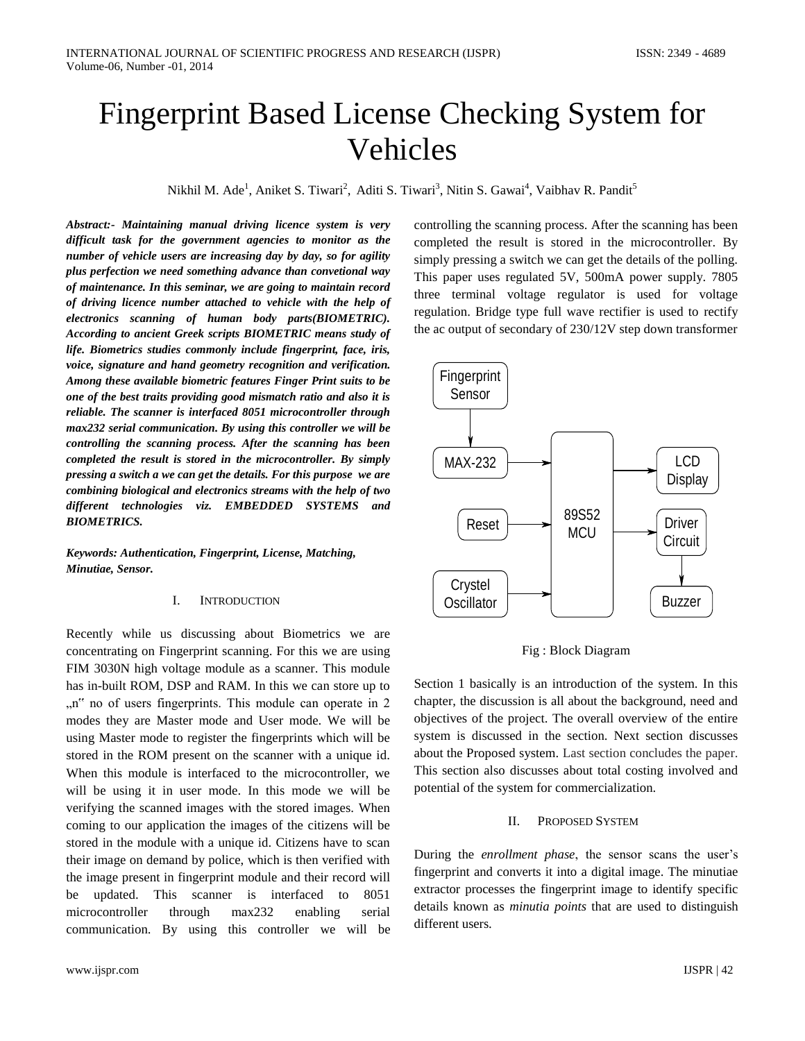# Fingerprint Based License Checking System for Vehicles

Nikhil M. Ade[1], Aniket S. Tiwari[2], Aditi S. Tiwari[3], Nitin S. Gawai[4], Vaibhav R. Pandit[5]

***Abstract:-* Maintaining manual driving licence system is very difficult task for the government agencies to monitor as the number of vehicle users are increasing day by day, so for agility plus perfection we need something advance than convetional way of maintenance. In this seminar, we are going to maintain record of driving licence number attached to vehicle with the help of electronics scanning of human body parts(BIOMETRIC). According to ancient Greek scripts BIOMETRIC means study of life. Biometrics studies commonly include fingerprint, face, iris, voice, signature and hand geometry recognition and verification. Among these available biometric features Finger Print suits to be one of the best traits providing good mismatch ratio and also it is reliable. The scanner is interfaced 8051 microcontroller through max232 serial communication. By using this controller we will be controlling the scanning process. After the scanning has been completed the result is stored in the microcontroller. By simply pressing a switch a we can get the details. For this purpose we are combining biological and electronics streams with the help of two different technologies viz. EMBEDDED SYSTEMS and BIOMETRICS.***

***Keywords: Authentication, Fingerprint, License, Matching, Minutiae, Sensor.***

## I. Introduction

Recently while us discussing about Biometrics we are concentrating on Fingerprint scanning. For this we are using FIM 3030N high voltage module as a scanner. This module has in-built ROM, DSP and RAM. In this we can store up to „n" no of users fingerprints. This module can operate in 2 modes they are Master mode and User mode. We will be using Master mode to register the fingerprints which will be stored in the ROM present on the scanner with a unique id. When this module is interfaced to the microcontroller, we will be using it in user mode. In this mode we will be verifying the scanned images with the stored images. When coming to our application the images of the citizens will be stored in the module with a unique id. Citizens have to scan their image on demand by police, which is then verified with the image present in fingerprint module and their record will be updated. This scanner is interfaced to 8051 microcontroller through max232 enabling serial communication. By using this controller we will be controlling the scanning process. After the scanning has been completed the result is stored in the microcontroller. By simply pressing a switch we can get the details of the polling. This paper uses regulated 5V, 500mA power supply. 7805 three terminal voltage regulator is used for voltage regulation. Bridge type full wave rectifier is used to rectify the ac output of secondary of 230/12V step down transformer

Fingerprint Sensor → MAX-232 → 89S52 MCU; Reset → 89S52 MCU; Crystel Oscillator → 89S52 MCU; 89S52 MCU → LCD Display; 89S52 MCU → Driver Circuit → Buzzer

Fig : Block Diagram

Section 1 basically is an introduction of the system. In this chapter, the discussion is all about the background, need and objectives of the project. The overall overview of the entire system is discussed in the section. Next section discusses about the Proposed system. Last section concludes the paper. This section also discusses about total costing involved and potential of the system for commercialization.

## II. Proposed System

During the *enrollment phase*, the sensor scans the user's fingerprint and converts it into a digital image. The minutiae extractor processes the fingerprint image to identify specific details known as *minutia points* that are used to distinguish different users.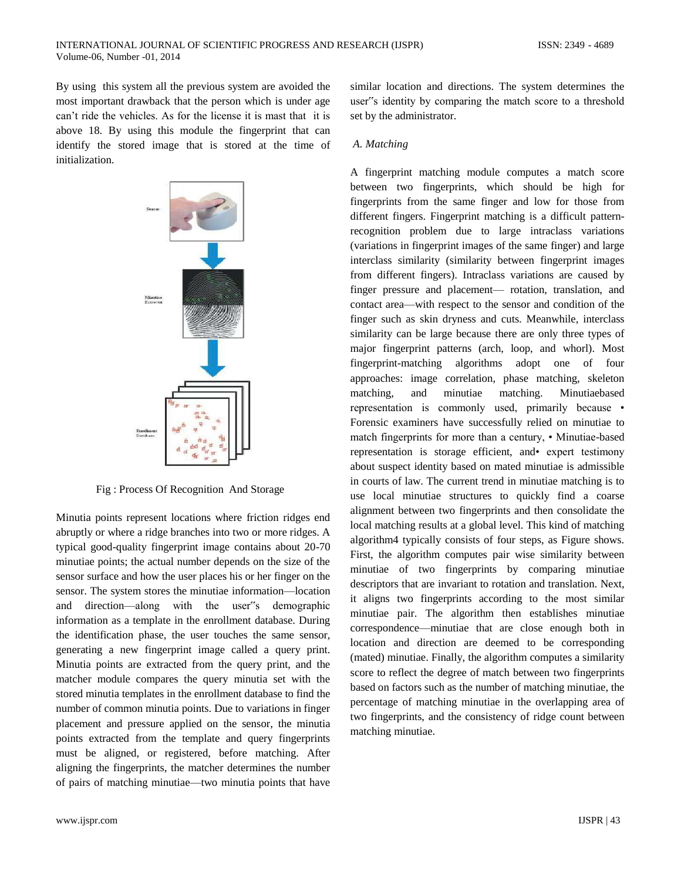By using this system all the previous system are avoided the most important drawback that the person which is under age can't ride the vehicles. As for the license it is mast that it is above 18. By using this module the fingerprint that can identify the stored image that is stored at the time of initialization.

Sensor

Minutiae Extractor

Enrollment Database

Fig : Process Of Recognition And Storage

Minutia points represent locations where friction ridges end abruptly or where a ridge branches into two or more ridges. A typical good-quality fingerprint image contains about 20-70 minutiae points; the actual number depends on the size of the sensor surface and how the user places his or her finger on the sensor. The system stores the minutiae information—location and direction—along with the user‟s demographic information as a template in the enrollment database. During the identification phase, the user touches the same sensor, generating a new fingerprint image called a query print. Minutia points are extracted from the query print, and the matcher module compares the query minutia set with the stored minutia templates in the enrollment database to find the number of common minutia points. Due to variations in finger placement and pressure applied on the sensor, the minutia points extracted from the template and query fingerprints must be aligned, or registered, before matching. After aligning the fingerprints, the matcher determines the number of pairs of matching minutiae—two minutia points that have similar location and directions. The system determines the user‟s identity by comparing the match score to a threshold set by the administrator.

### A. Matching

A fingerprint matching module computes a match score between two fingerprints, which should be high for fingerprints from the same finger and low for those from different fingers. Fingerprint matching is a difficult pattern-recognition problem due to large intraclass variations (variations in fingerprint images of the same finger) and large interclass similarity (similarity between fingerprint images from different fingers). Intraclass variations are caused by finger pressure and placement— rotation, translation, and contact area—with respect to the sensor and condition of the finger such as skin dryness and cuts. Meanwhile, interclass similarity can be large because there are only three types of major fingerprint patterns (arch, loop, and whorl). Most fingerprint-matching algorithms adopt one of four approaches: image correlation, phase matching, skeleton matching, and minutiae matching. Minutiaebased representation is commonly used, primarily because • Forensic examiners have successfully relied on minutiae to match fingerprints for more than a century, • Minutiae-based representation is storage efficient, and• expert testimony about suspect identity based on mated minutiae is admissible in courts of law. The current trend in minutiae matching is to use local minutiae structures to quickly find a coarse alignment between two fingerprints and then consolidate the local matching results at a global level. This kind of matching algorithm4 typically consists of four steps, as Figure shows. First, the algorithm computes pair wise similarity between minutiae of two fingerprints by comparing minutiae descriptors that are invariant to rotation and translation. Next, it aligns two fingerprints according to the most similar minutiae pair. The algorithm then establishes minutiae correspondence—minutiae that are close enough both in location and direction are deemed to be corresponding (mated) minutiae. Finally, the algorithm computes a similarity score to reflect the degree of match between two fingerprints based on factors such as the number of matching minutiae, the percentage of matching minutiae in the overlapping area of two fingerprints, and the consistency of ridge count between matching minutiae.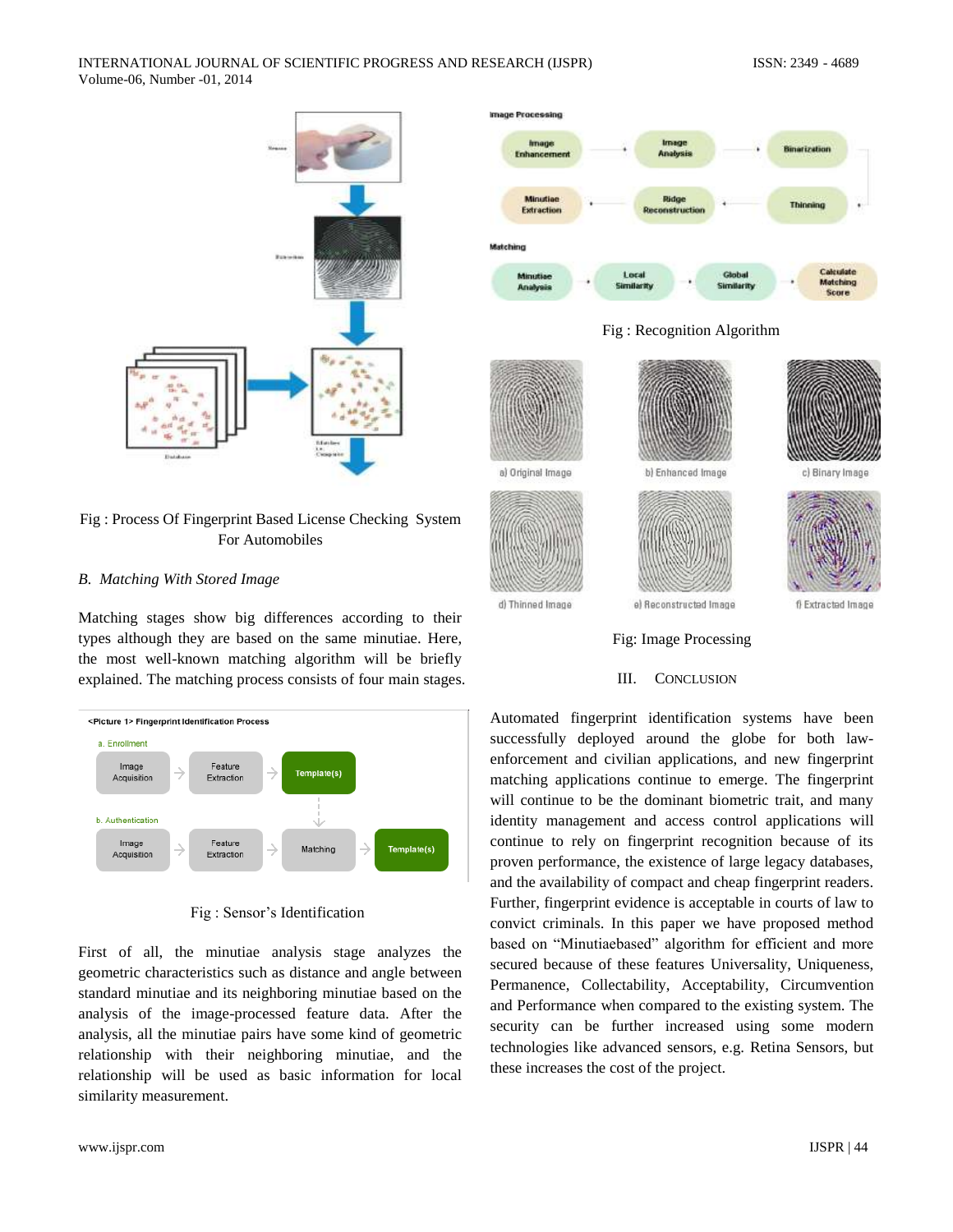Fig : Process Of Fingerprint Based License Checking System For Automobiles

### B. *Matching With Stored Image*

Matching stages show big differences according to their types although they are based on the same minutiae. Here, the most well-known matching algorithm will be briefly explained. The matching process consists of four main stages.

Fig : Sensor's Identification

First of all, the minutiae analysis stage analyzes the geometric characteristics such as distance and angle between standard minutiae and its neighboring minutiae based on the analysis of the image-processed feature data. After the analysis, all the minutiae pairs have some kind of geometric relationship with their neighboring minutiae, and the relationship will be used as basic information for local similarity measurement.

Fig : Recognition Algorithm

Fig: Image Processing

## III. CONCLUSION

Automated fingerprint identification systems have been successfully deployed around the globe for both law-enforcement and civilian applications, and new fingerprint matching applications continue to emerge. The fingerprint will continue to be the dominant biometric trait, and many identity management and access control applications will continue to rely on fingerprint recognition because of its proven performance, the existence of large legacy databases, and the availability of compact and cheap fingerprint readers. Further, fingerprint evidence is acceptable in courts of law to convict criminals. In this paper we have proposed method based on "Minutiaebased" algorithm for efficient and more secured because of these features Universality, Uniqueness, Permanence, Collectability, Acceptability, Circumvention and Performance when compared to the existing system. The security can be further increased using some modern technologies like advanced sensors, e.g. Retina Sensors, but these increases the cost of the project.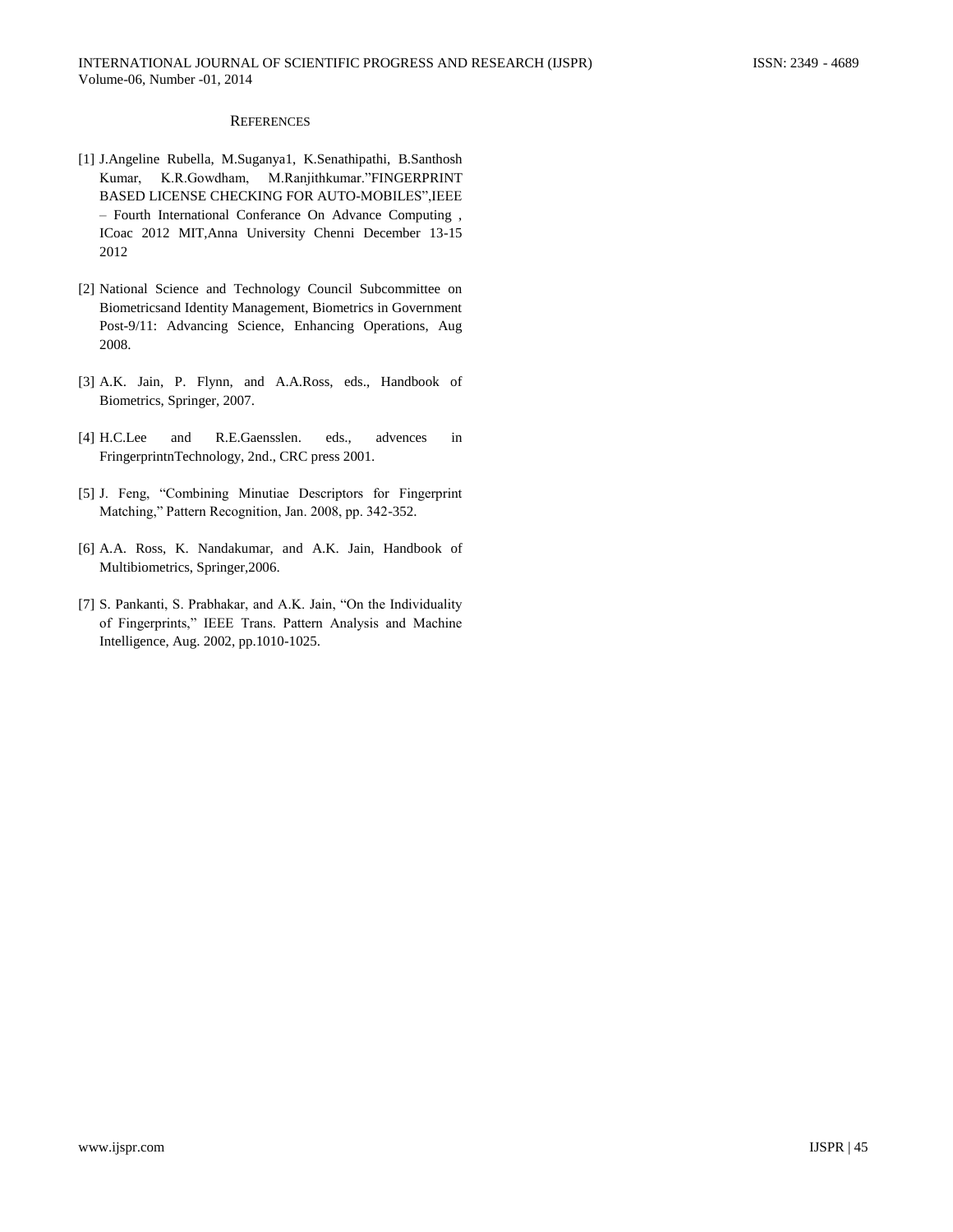## REFERENCES

[1] J.Angeline Rubella, M.Suganya1, K.Senathipathi, B.Santhosh Kumar, K.R.Gowdham, M.Ranjithkumar."FINGERPRINT BASED LICENSE CHECKING FOR AUTO-MOBILES",IEEE – Fourth International Conferance On Advance Computing , ICoac 2012 MIT,Anna University Chenni December 13-15 2012

[2] National Science and Technology Council Subcommittee on Biometricsand Identity Management, Biometrics in Government Post-9/11: Advancing Science, Enhancing Operations, Aug 2008.

[3] A.K. Jain, P. Flynn, and A.A.Ross, eds., Handbook of Biometrics, Springer, 2007.

[4] H.C.Lee and R.E.Gaensslen. eds., advences in FringerprintnTechnology, 2nd., CRC press 2001.

[5] J. Feng, "Combining Minutiae Descriptors for Fingerprint Matching," Pattern Recognition, Jan. 2008, pp. 342-352.

[6] A.A. Ross, K. Nandakumar, and A.K. Jain, Handbook of Multibiometrics, Springer,2006.

[7] S. Pankanti, S. Prabhakar, and A.K. Jain, "On the Individuality of Fingerprints," IEEE Trans. Pattern Analysis and Machine Intelligence, Aug. 2002, pp.1010-1025.